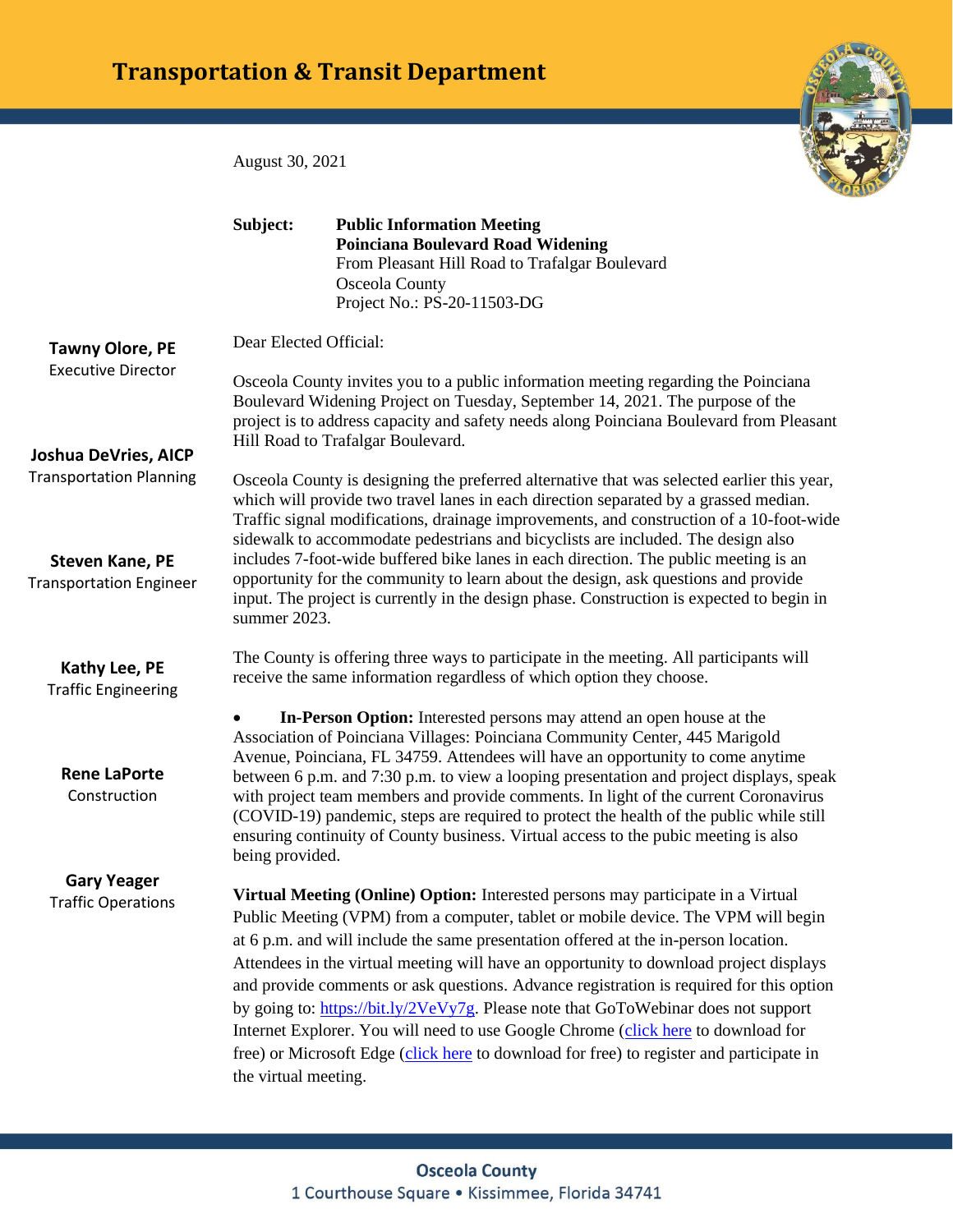# Transportation & Transit Department

August 30, 2021

**Subject:** **Public Information Meeting**
**Poinciana Boulevard Road Widening**
From Pleasant Hill Road to Trafalgar Boulevard
Osceola County
Project No.: PS-20-11503-DG

**Tawny Olore, PE**
Executive Director

**Joshua DeVries, AICP**
Transportation Planning

**Steven Kane, PE**
Transportation Engineer

**Kathy Lee, PE**
Traffic Engineering

**Rene LaPorte**
Construction

**Gary Yeager**
Traffic Operations

Dear Elected Official:

Osceola County invites you to a public information meeting regarding the Poinciana Boulevard Widening Project on Tuesday, September 14, 2021. The purpose of the project is to address capacity and safety needs along Poinciana Boulevard from Pleasant Hill Road to Trafalgar Boulevard.

Osceola County is designing the preferred alternative that was selected earlier this year, which will provide two travel lanes in each direction separated by a grassed median. Traffic signal modifications, drainage improvements, and construction of a 10-foot-wide sidewalk to accommodate pedestrians and bicyclists are included. The design also includes 7-foot-wide buffered bike lanes in each direction. The public meeting is an opportunity for the community to learn about the design, ask questions and provide input. The project is currently in the design phase. Construction is expected to begin in summer 2023.

The County is offering three ways to participate in the meeting. All participants will receive the same information regardless of which option they choose.

- **In-Person Option:** Interested persons may attend an open house at the Association of Poinciana Villages: Poinciana Community Center, 445 Marigold Avenue, Poinciana, FL 34759. Attendees will have an opportunity to come anytime between 6 p.m. and 7:30 p.m. to view a looping presentation and project displays, speak with project team members and provide comments. In light of the current Coronavirus (COVID-19) pandemic, steps are required to protect the health of the public while still ensuring continuity of County business. Virtual access to the pubic meeting is also being provided.

**Virtual Meeting (Online) Option:** Interested persons may participate in a Virtual Public Meeting (VPM) from a computer, tablet or mobile device. The VPM will begin at 6 p.m. and will include the same presentation offered at the in-person location. Attendees in the virtual meeting will have an opportunity to download project displays and provide comments or ask questions. Advance registration is required for this option by going to: https://bit.ly/2VeVy7g. Please note that GoToWebinar does not support Internet Explorer. You will need to use Google Chrome (click here to download for free) or Microsoft Edge (click here to download for free) to register and participate in the virtual meeting.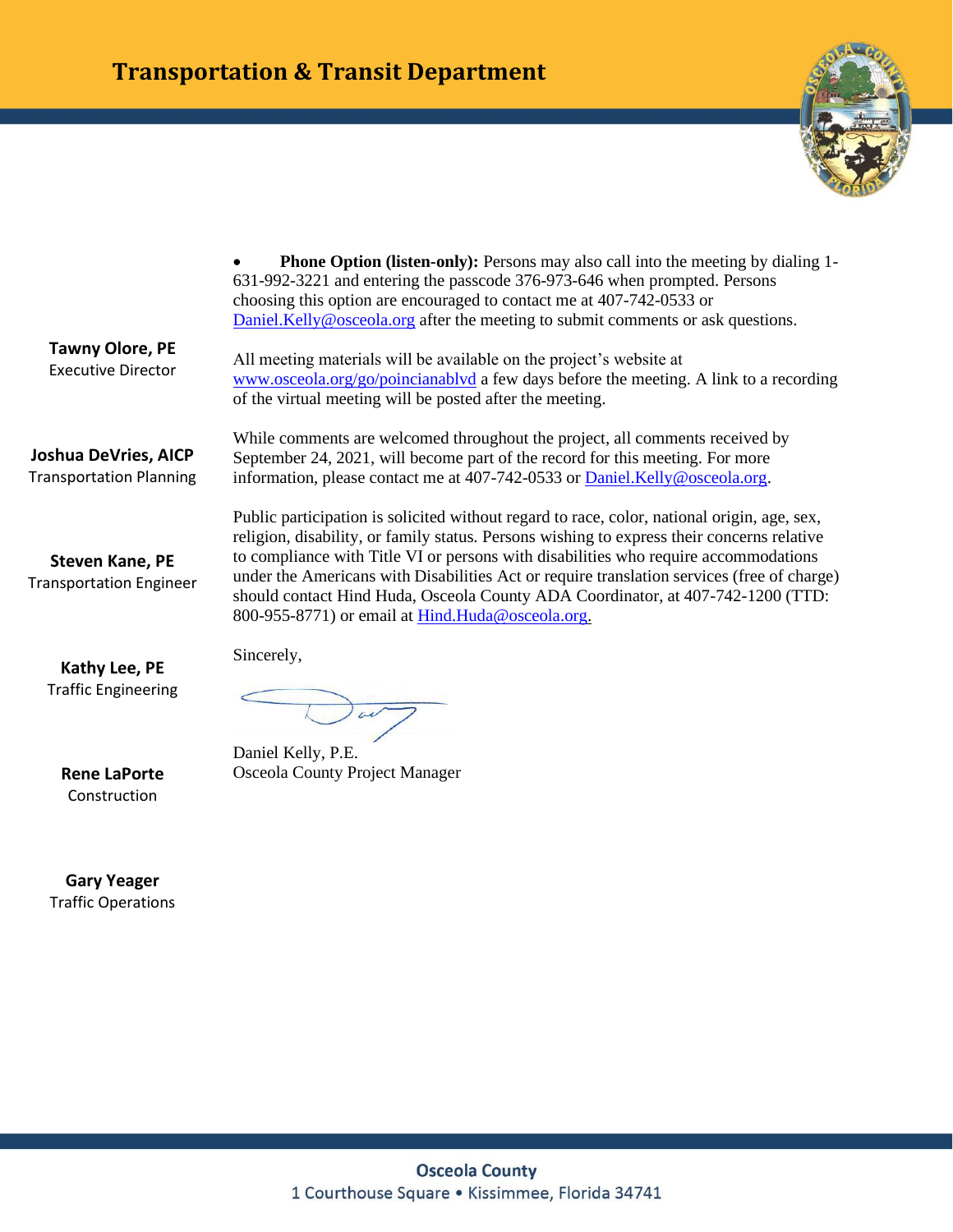## Transportation & Transit Department

**Tawny Olore, PE**
Executive Director

**Joshua DeVries, AICP**
Transportation Planning

**Steven Kane, PE**
Transportation Engineer

**Kathy Lee, PE**
Traffic Engineering

**Rene LaPorte**
Construction

**Gary Yeager**
Traffic Operations

- **Phone Option (listen-only):** Persons may also call into the meeting by dialing 1-631-992-3221 and entering the passcode 376-973-646 when prompted. Persons choosing this option are encouraged to contact me at 407-742-0533 or Daniel.Kelly@osceola.org after the meeting to submit comments or ask questions.

All meeting materials will be available on the project's website at www.osceola.org/go/poincianablvd a few days before the meeting. A link to a recording of the virtual meeting will be posted after the meeting.

While comments are welcomed throughout the project, all comments received by September 24, 2021, will become part of the record for this meeting. For more information, please contact me at 407-742-0533 or Daniel.Kelly@osceola.org.

Public participation is solicited without regard to race, color, national origin, age, sex, religion, disability, or family status. Persons wishing to express their concerns relative to compliance with Title VI or persons with disabilities who require accommodations under the Americans with Disabilities Act or require translation services (free of charge) should contact Hind Huda, Osceola County ADA Coordinator, at 407-742-1200 (TTD: 800-955-8771) or email at Hind.Huda@osceola.org.

Sincerely,

Daniel Kelly, P.E.
Osceola County Project Manager

**Osceola County**
1 Courthouse Square • Kissimmee, Florida 34741